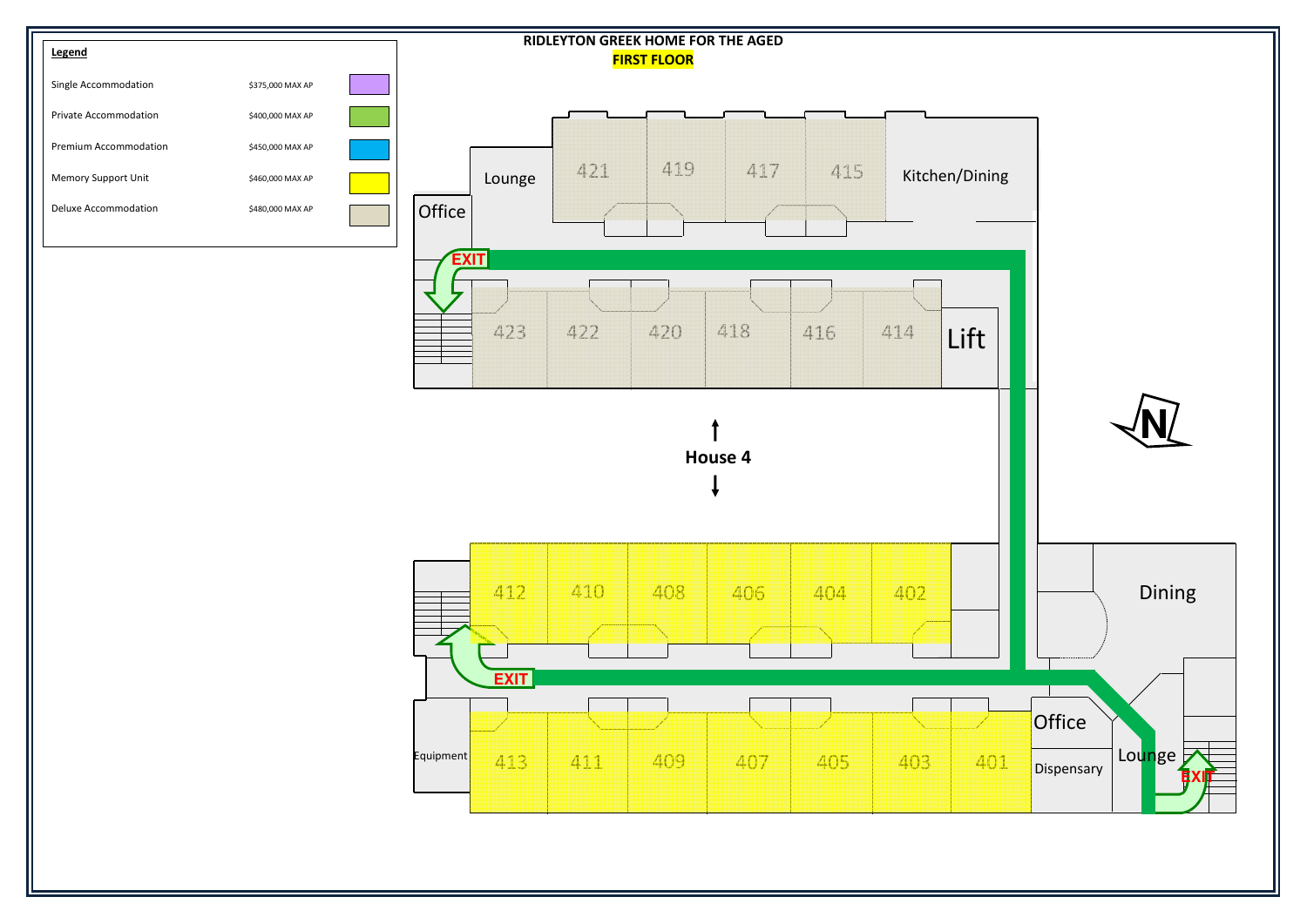# RIDLEYTON GREEK HOME FOR THE AGED

## FIRST FLOOR

**Legend**

| Accommodation | Max AP |
|---|---|
| Single Accommodation | $375,000 MAX AP |
| Private Accommodation | $400,000 MAX AP |
| Premium Accommodation | $450,000 MAX AP |
| Memory Support Unit | $460,000 MAX AP |
| Deluxe Accommodation | $480,000 MAX AP |

Lounge

Office

421 419 417 415

Kitchen/Dining

EXIT

423 422 420 418 416 414

Lift

House 4

N

412 410 408 406 404 402

Dining

EXIT

Office

Equipment

413 411 409 407 405 403 401

Dispensary

Lounge

EXIT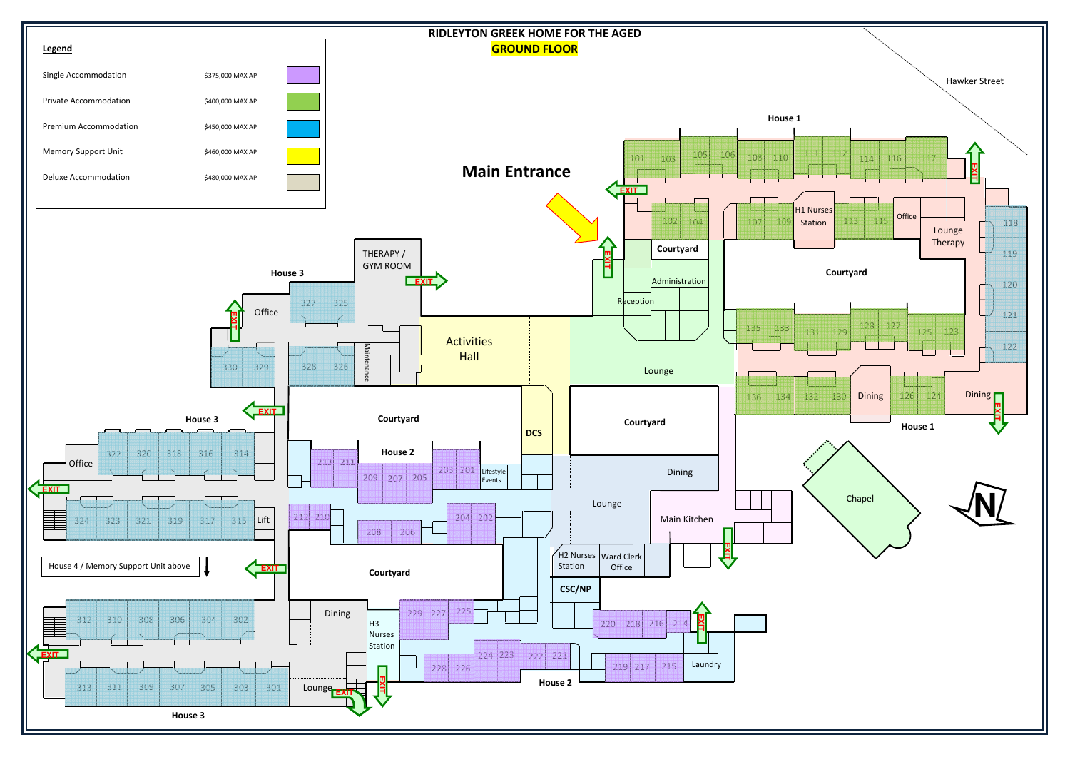# RIDLEYTON GREEK HOME FOR THE AGED

## GROUND FLOOR

**Legend**

| | | |
|---|---|---|
| Single Accommodation | $375,000 MAX AP | |
| Private Accommodation | $400,000 MAX AP | |
| Premium Accommodation | $450,000 MAX AP | |
| Memory Support Unit | $460,000 MAX AP | |
| Deluxe Accommodation | $480,000 MAX AP | |

**Main Entrance**

Hawker Street

House 1

101 103 105 106 108 110 111 112 114 116 117

102 104 107 109 H1 Nurses Station 113 115 Office Lounge Therapy

118 119 120 121 122

Courtyard

Administration

Reception

Lounge

135 133 131 129 128 127 125 123

136 134 132 130 Dining 126 124 Dining

House 1

THERAPY / GYM ROOM

House 3

Office 327 325

330 329 328 326 Maintenance

Activities Hall

Courtyard

DCS

Courtyard

House 3

Office 322 320 318 316 314

324 323 321 319 317 315 Lift

House 2

213 211 209 207 205 203 201 Lifestyle Events

212 210 208 206 204 202

Lounge Dining

Main Kitchen

Chapel

N

House 4 / Memory Support Unit above

Courtyard

H2 Nurses Station

Ward Clerk Office

CSC/NP

312 310 308 306 304 302 Dining

H3 Nurses Station

229 227 225

220 218 216 214

313 311 309 307 305 303 301 Lounge

228 226 224 223 222 221 219 217 215 Laundry

House 3

House 2

EXIT